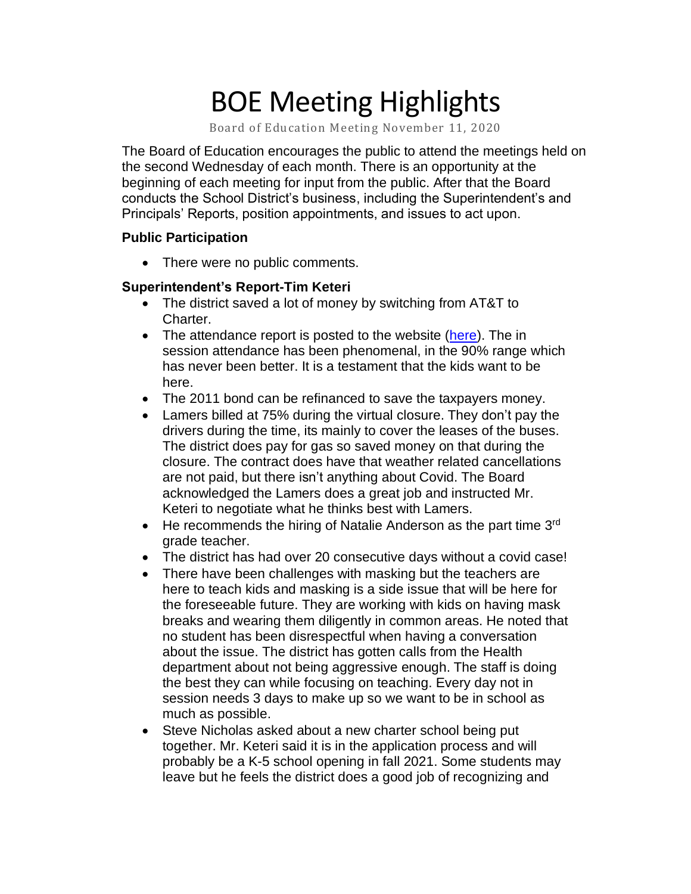# BOE Meeting Highlights

Board of Education Meeting November 11, 2020

The Board of Education encourages the public to attend the meetings held on the second Wednesday of each month. There is an opportunity at the beginning of each meeting for input from the public. After that the Board conducts the School District's business, including the Superintendent's and Principals' Reports, position appointments, and issues to act upon.

### Public Participation

- There were no public comments.

### Superintendent's Report-Tim Keteri

- The district saved a lot of money by switching from AT&T to Charter.
- The attendance report is posted to the website (here). The in session attendance has been phenomenal, in the 90% range which has never been better. It is a testament that the kids want to be here.
- The 2011 bond can be refinanced to save the taxpayers money.
- Lamers billed at 75% during the virtual closure. They don't pay the drivers during the time, its mainly to cover the leases of the buses. The district does pay for gas so saved money on that during the closure. The contract does have that weather related cancellations are not paid, but there isn't anything about Covid. The Board acknowledged the Lamers does a great job and instructed Mr. Keteri to negotiate what he thinks best with Lamers.
- He recommends the hiring of Natalie Anderson as the part time 3rd grade teacher.
- The district has had over 20 consecutive days without a covid case!
- There have been challenges with masking but the teachers are here to teach kids and masking is a side issue that will be here for the foreseeable future. They are working with kids on having mask breaks and wearing them diligently in common areas. He noted that no student has been disrespectful when having a conversation about the issue. The district has gotten calls from the Health department about not being aggressive enough. The staff is doing the best they can while focusing on teaching. Every day not in session needs 3 days to make up so we want to be in school as much as possible.
- Steve Nicholas asked about a new charter school being put together. Mr. Keteri said it is in the application process and will probably be a K-5 school opening in fall 2021. Some students may leave but he feels the district does a good job of recognizing and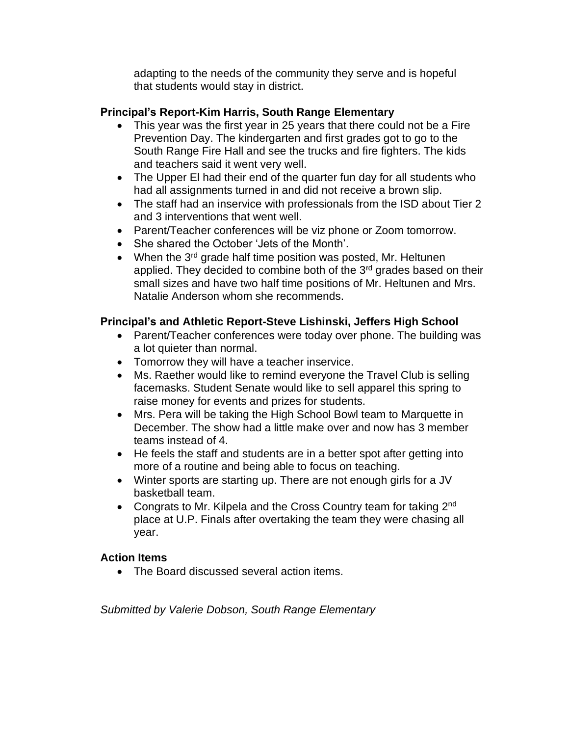adapting to the needs of the community they serve and is hopeful that students would stay in district.

**Principal's Report-Kim Harris, South Range Elementary**

- This year was the first year in 25 years that there could not be a Fire Prevention Day. The kindergarten and first grades got to go to the South Range Fire Hall and see the trucks and fire fighters. The kids and teachers said it went very well.
- The Upper El had their end of the quarter fun day for all students who had all assignments turned in and did not receive a brown slip.
- The staff had an inservice with professionals from the ISD about Tier 2 and 3 interventions that went well.
- Parent/Teacher conferences will be viz phone or Zoom tomorrow.
- She shared the October 'Jets of the Month'.
- When the 3rd grade half time position was posted, Mr. Heltunen applied. They decided to combine both of the 3rd grades based on their small sizes and have two half time positions of Mr. Heltunen and Mrs. Natalie Anderson whom she recommends.

**Principal's and Athletic Report-Steve Lishinski, Jeffers High School**

- Parent/Teacher conferences were today over phone. The building was a lot quieter than normal.
- Tomorrow they will have a teacher inservice.
- Ms. Raether would like to remind everyone the Travel Club is selling facemasks. Student Senate would like to sell apparel this spring to raise money for events and prizes for students.
- Mrs. Pera will be taking the High School Bowl team to Marquette in December. The show had a little make over and now has 3 member teams instead of 4.
- He feels the staff and students are in a better spot after getting into more of a routine and being able to focus on teaching.
- Winter sports are starting up. There are not enough girls for a JV basketball team.
- Congrats to Mr. Kilpela and the Cross Country team for taking 2nd place at U.P. Finals after overtaking the team they were chasing all year.

**Action Items**

- The Board discussed several action items.

*Submitted by Valerie Dobson, South Range Elementary*